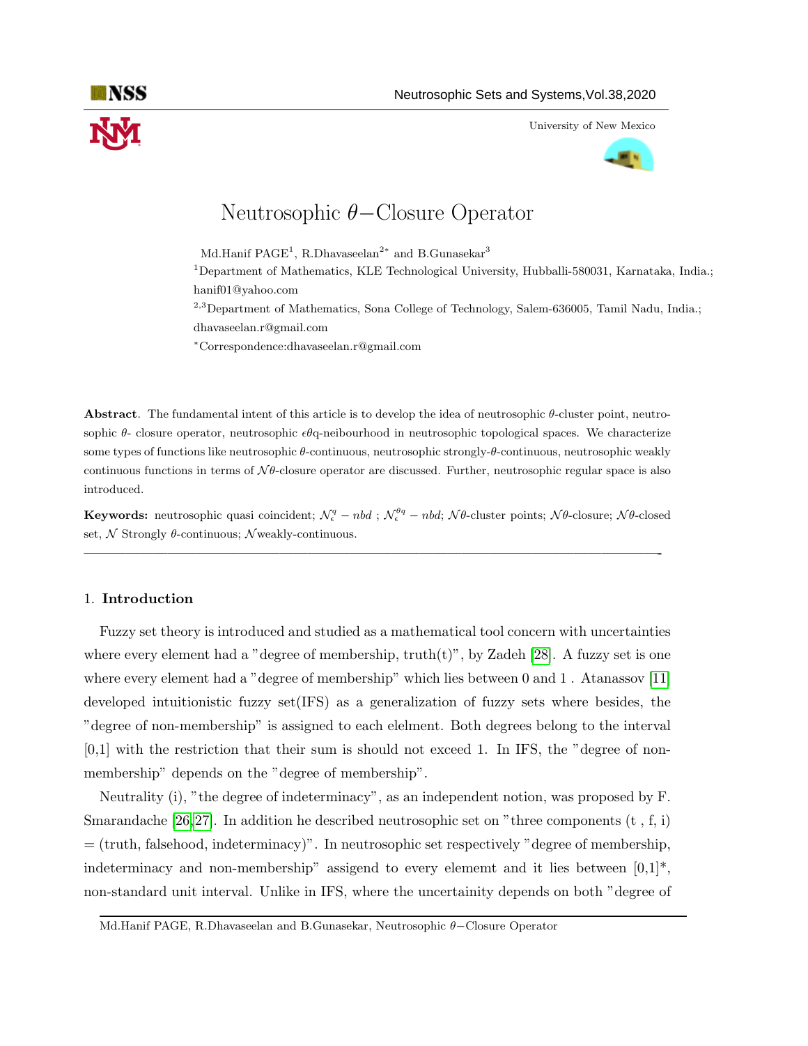# Neutrosophic $\theta-$Closure Operator

Md.Hanif PAGE[1], R.Dhavaseelan[2*] and B.Gunasekar[3]

[1]Department of Mathematics, KLE Technological University, Hubballi-580031, Karnataka, India.; hanif01@yahoo.com

[2,3]Department of Mathematics, Sona College of Technology, Salem-636005, Tamil Nadu, India.; dhavaseelan.r@gmail.com

*Correspondence:dhavaseelan.r@gmail.com

**Abstract**. The fundamental intent of this article is to develop the idea of neutrosophic $\theta$-cluster point, neutrosophic $\theta$- closure operator, neutrosophic $\epsilon\theta$q-neibourhood in neutrosophic topological spaces. We characterize some types of functions like neutrosophic $\theta$-continuous, neutrosophic strongly-$\theta$-continuous, neutrosophic weakly continuous functions in terms of $\mathcal{N}\theta$-closure operator are discussed. Further, neutrosophic regular space is also introduced.

**Keywords:** neutrosophic quasi coincident; $\mathcal{N}^q_\epsilon - nbd$ ; $\mathcal{N}^{\theta q}_\epsilon - nbd$; $\mathcal{N}\theta$-cluster points; $\mathcal{N}\theta$-closure; $\mathcal{N}\theta$-closed set, $\mathcal{N}$ Strongly $\theta$-continuous; $\mathcal{N}$weakly-continuous.

---

## 1. Introduction

Fuzzy set theory is introduced and studied as a mathematical tool concern with uncertainties where every element had a "degree of membership, truth(t)", by Zadeh [28]. A fuzzy set is one where every element had a "degree of membership" which lies between 0 and 1 . Atanassov [11] developed intuitionistic fuzzy set(IFS) as a generalization of fuzzy sets where besides, the "degree of non-membership" is assigned to each elelment. Both degrees belong to the interval [0,1] with the restriction that their sum is should not exceed 1. In IFS, the "degree of non-membership" depends on the "degree of membership".

Neutrality (i), "the degree of indeterminacy", as an independent notion, was proposed by F. Smarandache [26,27]. In addition he described neutrosophic set on "three components (t , f, i) = (truth, falsehood, indeterminacy)". In neutrosophic set respectively "degree of membership, indeterminacy and non-membership" assigend to every elememt and it lies between [0,1]*, non-standard unit interval. Unlike in IFS, where the uncertainity depends on both "degree of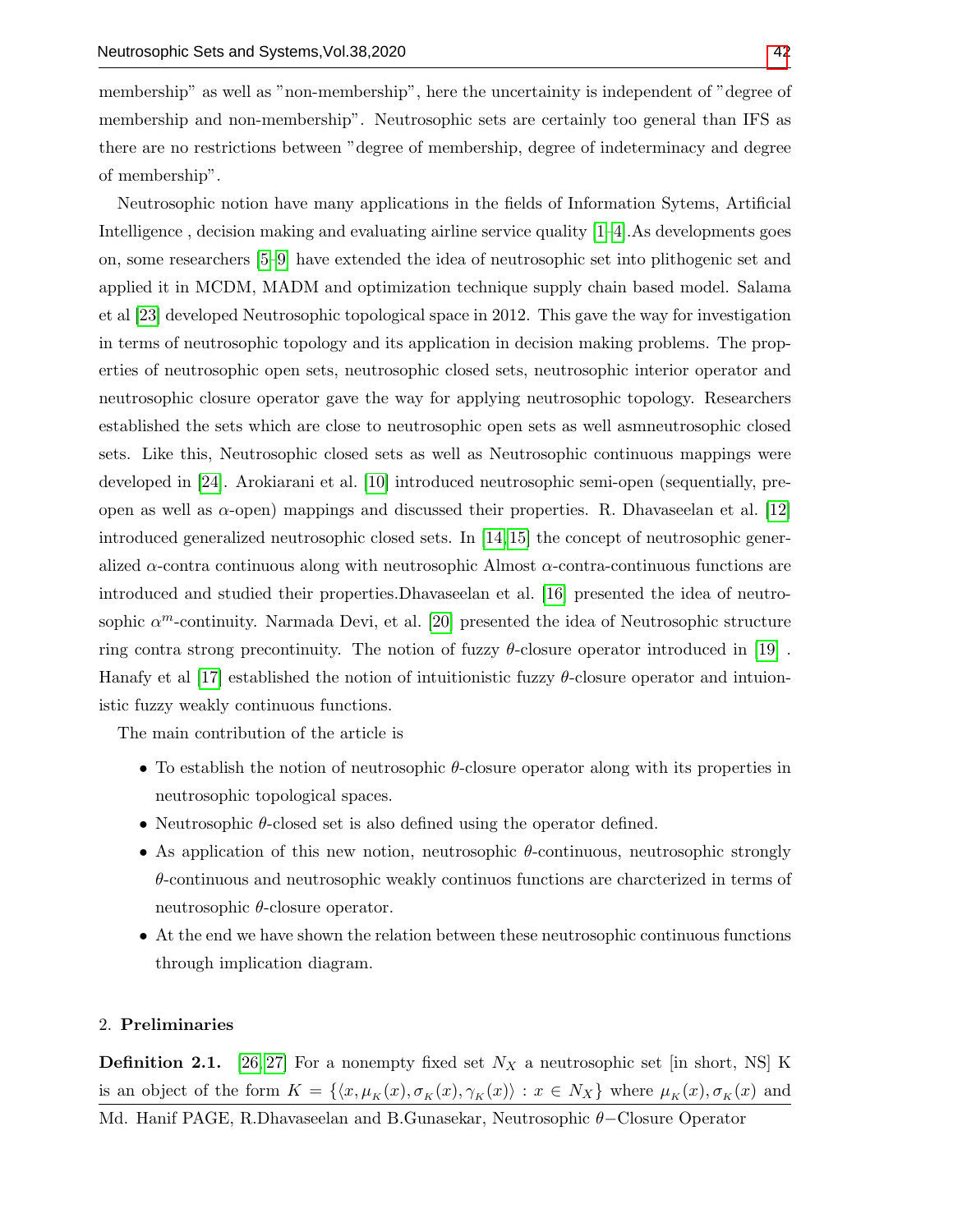membership" as well as "non-membership", here the uncertainity is independent of "degree of membership and non-membership". Neutrosophic sets are certainly too general than IFS as there are no restrictions between "degree of membership, degree of indeterminacy and degree of membership".

Neutrosophic notion have many applications in the fields of Information Sytems, Artificial Intelligence , decision making and evaluating airline service quality [1–4].As developments goes on, some researchers [5–9] have extended the idea of neutrosophic set into plithogenic set and applied it in MCDM, MADM and optimization technique supply chain based model. Salama et al [23] developed Neutrosophic topological space in 2012. This gave the way for investigation in terms of neutrosophic topology and its application in decision making problems. The properties of neutrosophic open sets, neutrosophic closed sets, neutrosophic interior operator and neutrosophic closure operator gave the way for applying neutrosophic topology. Researchers established the sets which are close to neutrosophic open sets as well asmneutrosophic closed sets. Like this, Neutrosophic closed sets as well as Neutrosophic continuous mappings were developed in [24]. Arokiarani et al. [10] introduced neutrosophic semi-open (sequentially, pre-open as well as $\alpha$-open) mappings and discussed their properties. R. Dhavaseelan et al. [12] introduced generalized neutrosophic closed sets. In [14,15] the concept of neutrosophic generalized $\alpha$-contra continuous along with neutrosophic Almost $\alpha$-contra-continuous functions are introduced and studied their properties.Dhavaseelan et al. [16] presented the idea of neutrosophic $\alpha^m$-continuity. Narmada Devi, et al. [20] presented the idea of Neutrosophic structure ring contra strong precontinuity. The notion of fuzzy $\theta$-closure operator introduced in [19] . Hanafy et al [17] established the notion of intuitionistic fuzzy $\theta$-closure operator and intuionistic fuzzy weakly continuous functions.

The main contribution of the article is

- To establish the notion of neutrosophic $\theta$-closure operator along with its properties in neutrosophic topological spaces.
- Neutrosophic $\theta$-closed set is also defined using the operator defined.
- As application of this new notion, neutrosophic $\theta$-continuous, neutrosophic strongly $\theta$-continuous and neutrosophic weakly continuos functions are charcterized in terms of neutrosophic $\theta$-closure operator.
- At the end we have shown the relation between these neutrosophic continuous functions through implication diagram.

## 2. Preliminaries

**Definition 2.1.** [26,27] For a nonempty fixed set $N_X$ a neutrosophic set [in short, NS] K is an object of the form $K = \{\langle x, \mu_K(x), \sigma_K(x), \gamma_K(x)\rangle : x \in N_X\}$ where $\mu_K(x), \sigma_K(x)$ and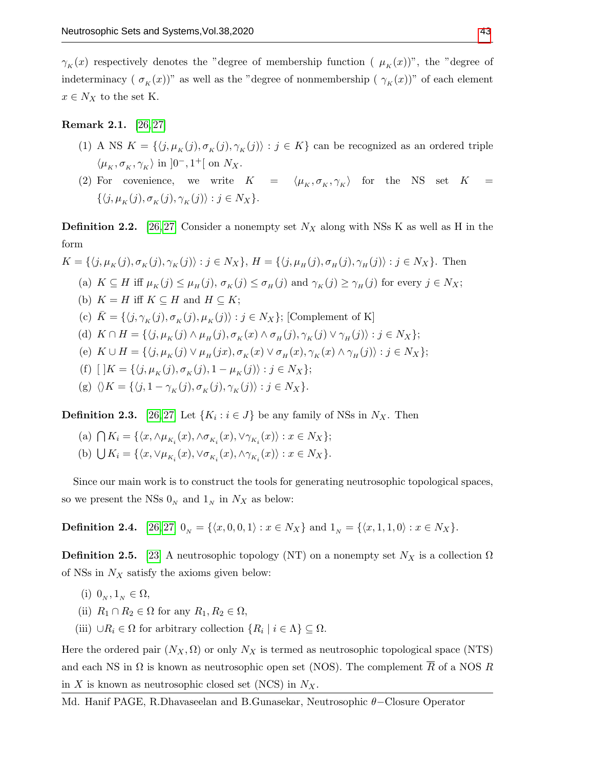$\gamma_K(x)$ respectively denotes the "degree of membership function ( $\mu_K(x)$)", the "degree of indeterminacy ( $\sigma_K(x)$)" as well as the "degree of nonmembership ( $\gamma_K(x)$)" of each element $x \in N_X$ to the set K.

**Remark 2.1.** [26,27]

(1) A NS $K = \{\langle j, \mu_K(j), \sigma_K(j), \gamma_K(j)\rangle : j \in K\}$ can be recognized as an ordered triple $\langle \mu_K, \sigma_K, \gamma_K \rangle$ in $]0^-, 1^+[$ on $N_X$.

(2) For covenience, we write $K = \langle \mu_K, \sigma_K, \gamma_K \rangle$ for the NS set $K = \{\langle j, \mu_K(j), \sigma_K(j), \gamma_K(j)\rangle : j \in N_X\}$.

**Definition 2.2.** [26,27] Consider a nonempty set $N_X$ along with NSs K as well as H in the form

$K = \{\langle j, \mu_K(j), \sigma_K(j), \gamma_K(j)\rangle : j \in N_X\}$, $H = \{\langle j, \mu_H(j), \sigma_H(j), \gamma_H(j)\rangle : j \in N_X\}$. Then

(a) $K \subseteq H$ iff $\mu_K(j) \leq \mu_H(j)$, $\sigma_K(j) \leq \sigma_H(j)$ and $\gamma_K(j) \geq \gamma_H(j)$ for every $j \in N_X$;

(b) $K = H$ iff $K \subseteq H$ and $H \subseteq K$;

(c) $\bar{K} = \{\langle j, \gamma_K(j), \sigma_K(j), \mu_K(j)\rangle : j \in N_X\}$; [Complement of K]

(d) $K \cap H = \{\langle j, \mu_K(j) \wedge \mu_H(j), \sigma_K(x) \wedge \sigma_H(j), \gamma_K(j) \vee \gamma_H(j)\rangle : j \in N_X\}$;

(e) $K \cup H = \{\langle j, \mu_K(j) \vee \mu_H(jx), \sigma_K(x) \vee \sigma_H(x), \gamma_K(x) \wedge \gamma_H(j)\rangle : j \in N_X\}$;

(f) $[\,]K = \{\langle j, \mu_K(j), \sigma_K(j), 1 - \mu_K(j)\rangle : j \in N_X\}$;

(g) $\langle\rangle K = \{\langle j, 1 - \gamma_K(j), \sigma_K(j), \gamma_K(j)\rangle : j \in N_X\}$.

**Definition 2.3.** [26,27] Let $\{K_i : i \in J\}$ be any family of NSs in $N_X$. Then

(a) $\bigcap K_i = \{\langle x, \wedge\mu_{K_i}(x), \wedge\sigma_{K_i}(x), \vee\gamma_{K_i}(x)\rangle : x \in N_X\}$;

(b) $\bigcup K_i = \{\langle x, \vee\mu_{K_i}(x), \vee\sigma_{K_i}(x), \wedge\gamma_{K_i}(x)\rangle : x \in N_X\}$.

Since our main work is to construct the tools for generating neutrosophic topological spaces, so we present the NSs $0_N$ and $1_N$ in $N_X$ as below:

**Definition 2.4.** [26,27] $0_N = \{\langle x, 0, 0, 1\rangle : x \in N_X\}$ and $1_N = \{\langle x, 1, 1, 0\rangle : x \in N_X\}$.

**Definition 2.5.** [23] A neutrosophic topology (NT) on a nonempty set $N_X$ is a collection $\Omega$ of NSs in $N_X$ satisfy the axioms given below:

(i) $0_N, 1_N \in \Omega$,

(ii) $R_1 \cap R_2 \in \Omega$ for any $R_1, R_2 \in \Omega$,

(iii) $\cup R_i \in \Omega$ for arbitrary collection $\{R_i \mid i \in \Lambda\} \subseteq \Omega$.

Here the ordered pair $(N_X, \Omega)$ or only $N_X$ is termed as neutrosophic topological space (NTS) and each NS in $\Omega$ is known as neutrosophic open set (NOS). The complement $\overline{R}$ of a NOS $R$ in $X$ is known as neutrosophic closed set (NCS) in $N_X$.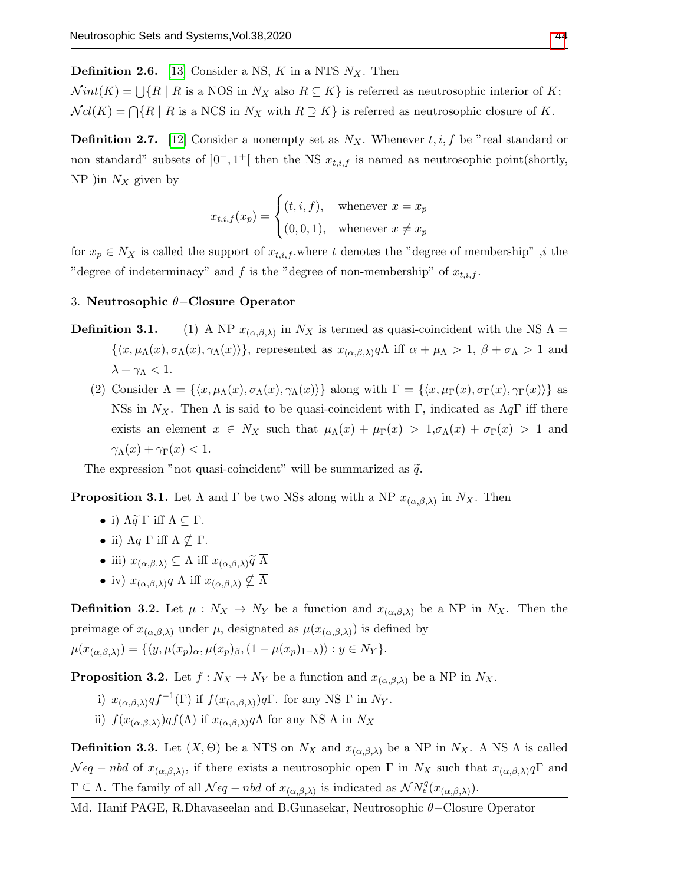**Definition 2.6.** [13] Consider a NS, $K$ in a NTS $N_X$. Then

$\mathcal{N}int(K) = \bigcup\{R \mid R$ is a NOS in $N_X$ also $R \subseteq K\}$ is referred as neutrosophic interior of $K$;

$\mathcal{N}cl(K) = \bigcap\{R \mid R$ is a NCS in $N_X$ with $R \supseteq K\}$ is referred as neutrosophic closure of $K$.

**Definition 2.7.** [12] Consider a nonempty set as $N_X$. Whenever $t, i, f$ be "real standard or non standard" subsets of $]0^-, 1^+[$ then the NS $x_{t,i,f}$ is named as neutrosophic point(shortly, NP )in $N_X$ given by

$$x_{t,i,f}(x_p) = \begin{cases} (t,i,f), & \text{whenever } x = x_p \\ (0,0,1), & \text{whenever } x \neq x_p \end{cases}$$

for $x_p \in N_X$ is called the support of $x_{t,i,f}$.where $t$ denotes the "degree of membership" ,$i$ the "degree of indeterminacy" and $f$ is the "degree of non-membership" of $x_{t,i,f}$.

## 3. Neutrosophic $\theta-$Closure Operator

**Definition 3.1.**

(1) A NP $x_{(\alpha,\beta,\lambda)}$ in $N_X$ is termed as quasi-coincident with the NS $\Lambda = \{\langle x, \mu_\Lambda(x), \sigma_\Lambda(x), \gamma_\Lambda(x)\rangle\}$, represented as $x_{(\alpha,\beta,\lambda)} q \Lambda$ iff $\alpha + \mu_\Lambda > 1$, $\beta + \sigma_\Lambda > 1$ and $\lambda + \gamma_\Lambda < 1$.

(2) Consider $\Lambda = \{\langle x, \mu_\Lambda(x), \sigma_\Lambda(x), \gamma_\Lambda(x)\rangle\}$ along with $\Gamma = \{\langle x, \mu_\Gamma(x), \sigma_\Gamma(x), \gamma_\Gamma(x)\rangle\}$ as NSs in $N_X$. Then $\Lambda$ is said to be quasi-coincident with $\Gamma$, indicated as $\Lambda q \Gamma$ iff there exists an element $x \in N_X$ such that $\mu_\Lambda(x) + \mu_\Gamma(x) > 1$,$\sigma_\Lambda(x) + \sigma_\Gamma(x) > 1$ and $\gamma_\Lambda(x) + \gamma_\Gamma(x) < 1$.

The expression "not quasi-coincident" will be summarized as $\widetilde{q}$.

**Proposition 3.1.** Let $\Lambda$ and $\Gamma$ be two NSs along with a NP $x_{(\alpha,\beta,\lambda)}$ in $N_X$. Then

- i) $\Lambda \widetilde{q}\, \overline{\Gamma}$ iff $\Lambda \subseteq \Gamma$.
- ii) $\Lambda q\, \Gamma$ iff $\Lambda \nsubseteq \Gamma$.
- iii) $x_{(\alpha,\beta,\lambda)} \subseteq \Lambda$ iff $x_{(\alpha,\beta,\lambda)} \widetilde{q}\, \overline{\Lambda}$
- iv) $x_{(\alpha,\beta,\lambda)} q\, \Lambda$ iff $x_{(\alpha,\beta,\lambda)} \nsubseteq \overline{\Lambda}$

**Definition 3.2.** Let $\mu : N_X \to N_Y$ be a function and $x_{(\alpha,\beta,\lambda)}$ be a NP in $N_X$. Then the preimage of $x_{(\alpha,\beta,\lambda)}$ under $\mu$, designated as $\mu(x_{(\alpha,\beta,\lambda)})$ is defined by
$\mu(x_{(\alpha,\beta,\lambda)}) = \{\langle y, \mu(x_p)_\alpha, \mu(x_p)_\beta, (1 - \mu(x_p)_{1-\lambda})\rangle : y \in N_Y\}$.

**Proposition 3.2.** Let $f : N_X \to N_Y$ be a function and $x_{(\alpha,\beta,\lambda)}$ be a NP in $N_X$.

i) $x_{(\alpha,\beta,\lambda)} q f^{-1}(\Gamma)$ if $f(x_{(\alpha,\beta,\lambda)}) q \Gamma$. for any NS $\Gamma$ in $N_Y$.

ii) $f(x_{(\alpha,\beta,\lambda)}) q f(\Lambda)$ if $x_{(\alpha,\beta,\lambda)} q \Lambda$ for any NS $\Lambda$ in $N_X$

**Definition 3.3.** Let $(X, \Theta)$ be a NTS on $N_X$ and $x_{(\alpha,\beta,\lambda)}$ be a NP in $N_X$. A NS $\Lambda$ is called $\mathcal{N}\epsilon q - nbd$ of $x_{(\alpha,\beta,\lambda)}$, if there exists a neutrosophic open $\Gamma$ in $N_X$ such that $x_{(\alpha,\beta,\lambda)} q \Gamma$ and $\Gamma \subseteq \Lambda$. The family of all $\mathcal{N}\epsilon q - nbd$ of $x_{(\alpha,\beta,\lambda)}$ is indicated as $\mathcal{N}N^q_\epsilon(x_{(\alpha,\beta,\lambda)})$.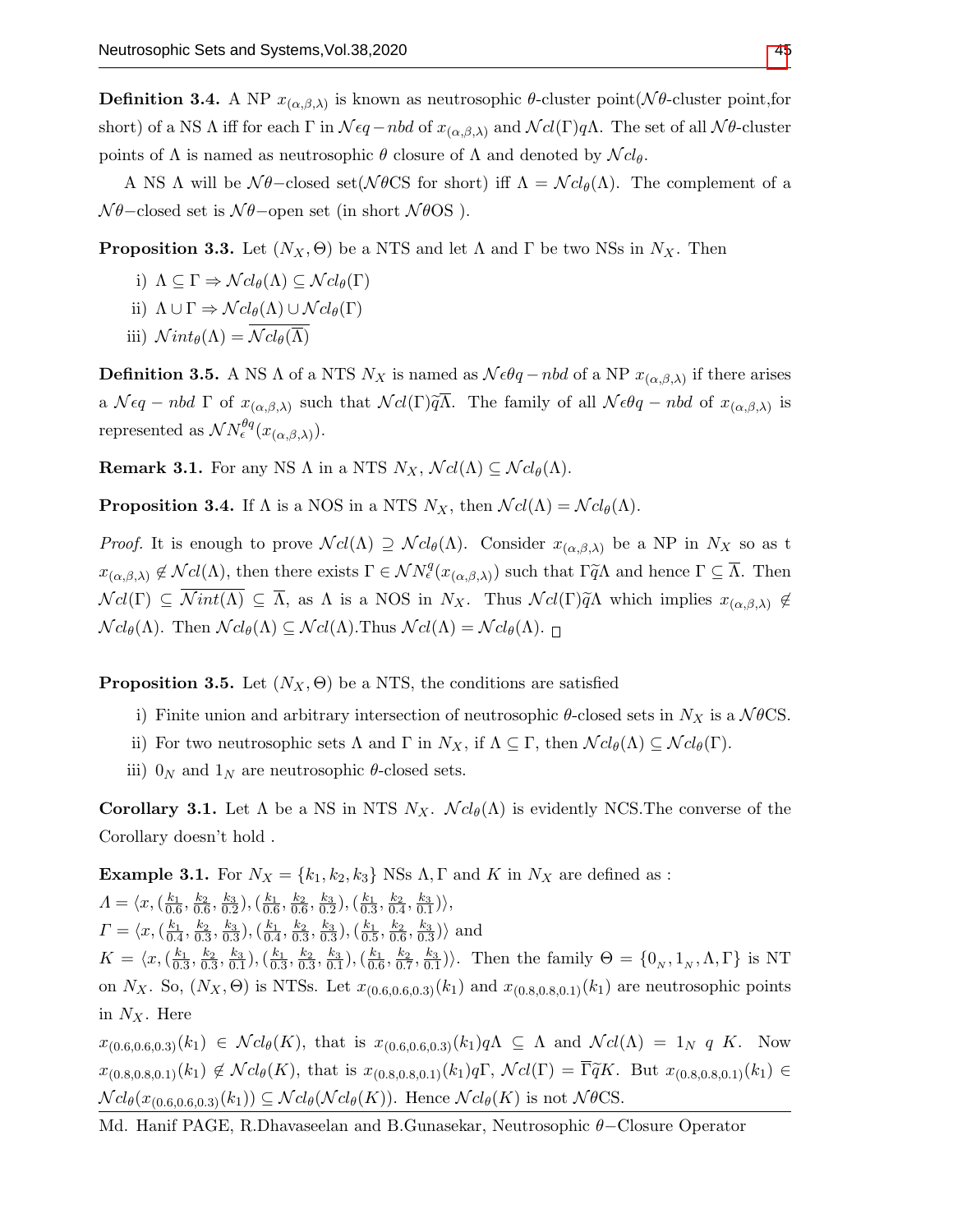**Definition 3.4.** A NP $x_{(\alpha,\beta,\lambda)}$ is known as neutrosophic $\theta$-cluster point($\mathcal{N}\theta$-cluster point,for short) of a NS $\Lambda$ iff for each $\Gamma$ in $\mathcal{N}\epsilon q-nbd$ of $x_{(\alpha,\beta,\lambda)}$ and $\mathcal{N}cl(\Gamma)q\Lambda$. The set of all $\mathcal{N}\theta$-cluster points of $\Lambda$ is named as neutrosophic $\theta$ closure of $\Lambda$ and denoted by $\mathcal{N}cl_\theta$.

A NS $\Lambda$ will be $\mathcal{N}\theta-$closed set($\mathcal{N}\theta$CS for short) iff $\Lambda = \mathcal{N}cl_\theta(\Lambda)$. The complement of a $\mathcal{N}\theta-$closed set is $\mathcal{N}\theta-$open set (in short $\mathcal{N}\theta$OS ).

**Proposition 3.3.** Let $(N_X, \Theta)$ be a NTS and let $\Lambda$ and $\Gamma$ be two NSs in $N_X$. Then

i) $\Lambda \subseteq \Gamma \Rightarrow \mathcal{N}cl_\theta(\Lambda) \subseteq \mathcal{N}cl_\theta(\Gamma)$

ii) $\Lambda \cup \Gamma \Rightarrow \mathcal{N}cl_\theta(\Lambda) \cup \mathcal{N}cl_\theta(\Gamma)$

iii) $\mathcal{N}int_\theta(\Lambda) = \overline{\mathcal{N}cl_\theta(\overline{\Lambda})}$

**Definition 3.5.** A NS $\Lambda$ of a NTS $N_X$ is named as $\mathcal{N}\epsilon\theta q-nbd$ of a NP $x_{(\alpha,\beta,\lambda)}$ if there arises a $\mathcal{N}\epsilon q-nbd$ $\Gamma$ of $x_{(\alpha,\beta,\lambda)}$ such that $\mathcal{N}cl(\Gamma)\widetilde{q}\overline{\Lambda}$. The family of all $\mathcal{N}\epsilon\theta q-nbd$ of $x_{(\alpha,\beta,\lambda)}$ is represented as $\mathcal{N}N_\epsilon^{\theta q}(x_{(\alpha,\beta,\lambda)})$.

**Remark 3.1.** For any NS $\Lambda$ in a NTS $N_X$, $\mathcal{N}cl(\Lambda) \subseteq \mathcal{N}cl_\theta(\Lambda)$.

**Proposition 3.4.** If $\Lambda$ is a NOS in a NTS $N_X$, then $\mathcal{N}cl(\Lambda) = \mathcal{N}cl_\theta(\Lambda)$.

*Proof.* It is enough to prove $\mathcal{N}cl(\Lambda) \supseteq \mathcal{N}cl_\theta(\Lambda)$. Consider $x_{(\alpha,\beta,\lambda)}$ be a NP in $N_X$ so as t $x_{(\alpha,\beta,\lambda)} \notin \mathcal{N}cl(\Lambda)$, then there exists $\Gamma \in \mathcal{N}N_\epsilon^q(x_{(\alpha,\beta,\lambda)})$ such that $\Gamma\widetilde{q}\Lambda$ and hence $\Gamma \subseteq \overline{\Lambda}$. Then $\mathcal{N}cl(\Gamma) \subseteq \overline{\mathcal{N}int(\Lambda)} \subseteq \overline{\Lambda}$, as $\Lambda$ is a NOS in $N_X$. Thus $\mathcal{N}cl(\Gamma)\widetilde{q}\Lambda$ which implies $x_{(\alpha,\beta,\lambda)} \notin \mathcal{N}cl_\theta(\Lambda)$. Then $\mathcal{N}cl_\theta(\Lambda) \subseteq \mathcal{N}cl(\Lambda)$.Thus $\mathcal{N}cl(\Lambda) = \mathcal{N}cl_\theta(\Lambda)$. □

**Proposition 3.5.** Let $(N_X, \Theta)$ be a NTS, the conditions are satisfied

i) Finite union and arbitrary intersection of neutrosophic $\theta$-closed sets in $N_X$ is a $\mathcal{N}\theta$CS.

ii) For two neutrosophic sets $\Lambda$ and $\Gamma$ in $N_X$, if $\Lambda \subseteq \Gamma$, then $\mathcal{N}cl_\theta(\Lambda) \subseteq \mathcal{N}cl_\theta(\Gamma)$.

iii) $0_N$ and $1_N$ are neutrosophic $\theta$-closed sets.

**Corollary 3.1.** Let $\Lambda$ be a NS in NTS $N_X$. $\mathcal{N}cl_\theta(\Lambda)$ is evidently NCS.The converse of the Corollary doesn't hold .

**Example 3.1.** For $N_X = \{k_1, k_2, k_3\}$ NSs $\Lambda, \Gamma$ and $K$ in $N_X$ are defined as :
$\Lambda = \langle x, (\frac{k_1}{0.6}, \frac{k_2}{0.6}, \frac{k_3}{0.2}), (\frac{k_1}{0.6}, \frac{k_2}{0.6}, \frac{k_3}{0.2}), (\frac{k_1}{0.3}, \frac{k_2}{0.4}, \frac{k_3}{0.1})\rangle$,
$\Gamma = \langle x, (\frac{k_1}{0.4}, \frac{k_2}{0.3}, \frac{k_3}{0.3}), (\frac{k_1}{0.4}, \frac{k_2}{0.3}, \frac{k_3}{0.3}), (\frac{k_1}{0.5}, \frac{k_2}{0.6}, \frac{k_3}{0.3})\rangle$ and
$K = \langle x, (\frac{k_1}{0.3}, \frac{k_2}{0.3}, \frac{k_3}{0.1}), (\frac{k_1}{0.3}, \frac{k_2}{0.3}, \frac{k_3}{0.1}), (\frac{k_1}{0.6}, \frac{k_2}{0.7}, \frac{k_3}{0.1})\rangle$. Then the family $\Theta = \{0_N, 1_N, \Lambda, \Gamma\}$ is NT on $N_X$. So, $(N_X, \Theta)$ is NTSs. Let $x_{(0.6,0.6,0.3)}(k_1)$ and $x_{(0.8,0.8,0.1)}(k_1)$ are neutrosophic points in $N_X$. Here

$x_{(0.6,0.6,0.3)}(k_1) \in \mathcal{N}cl_\theta(K)$, that is $x_{(0.6,0.6,0.3)}(k_1)q\Lambda \subseteq \Lambda$ and $\mathcal{N}cl(\Lambda) = 1_N\ q\ K$. Now $x_{(0.8,0.8,0.1)}(k_1) \notin \mathcal{N}cl_\theta(K)$, that is $x_{(0.8,0.8,0.1)}(k_1)q\Gamma$, $\mathcal{N}cl(\Gamma) = \overline{\Gamma}\widetilde{q}K$. But $x_{(0.8,0.8,0.1)}(k_1) \in \mathcal{N}cl_\theta(x_{(0.6,0.6,0.3)}(k_1)) \subseteq \mathcal{N}cl_\theta(\mathcal{N}cl_\theta(K))$. Hence $\mathcal{N}cl_\theta(K)$ is not $\mathcal{N}\theta$CS.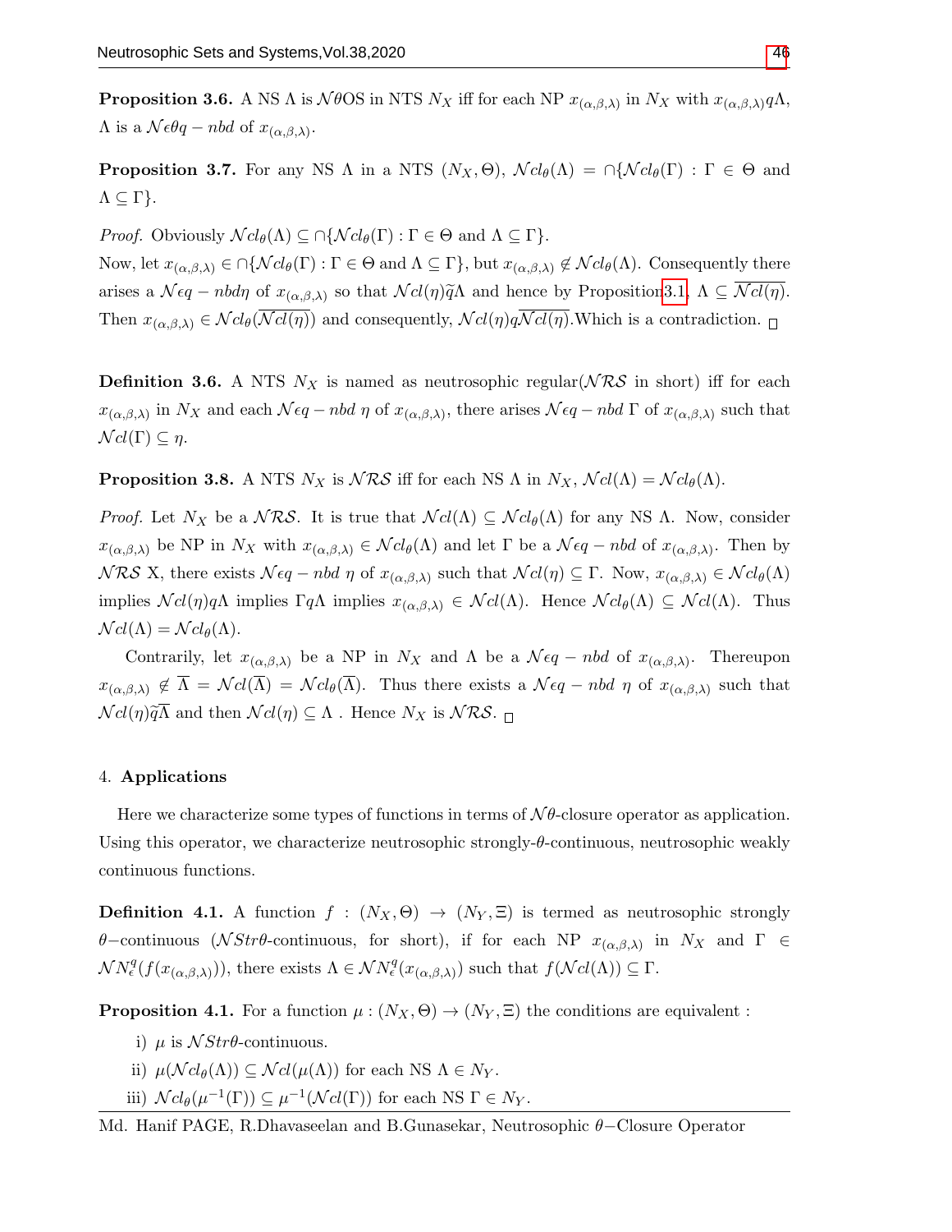**Proposition 3.6.** A NS $\Lambda$ is $\mathcal{N}\theta$OS in NTS $N_X$ iff for each NP $x_{(\alpha,\beta,\lambda)}$ in $N_X$ with $x_{(\alpha,\beta,\lambda)}q\Lambda$, $\Lambda$ is a $\mathcal{N}\epsilon\theta q-nbd$ of $x_{(\alpha,\beta,\lambda)}$.

**Proposition 3.7.** For any NS $\Lambda$ in a NTS $(N_X,\Theta)$, $\mathcal{N}cl_\theta(\Lambda) = \cap\{\mathcal{N}cl_\theta(\Gamma) : \Gamma \in \Theta$ and $\Lambda \subseteq \Gamma\}$.

*Proof.* Obviously $\mathcal{N}cl_\theta(\Lambda) \subseteq \cap\{\mathcal{N}cl_\theta(\Gamma) : \Gamma \in \Theta$ and $\Lambda \subseteq \Gamma\}$.
Now, let $x_{(\alpha,\beta,\lambda)} \in \cap\{\mathcal{N}cl_\theta(\Gamma) : \Gamma \in \Theta$ and $\Lambda \subseteq \Gamma\}$, but $x_{(\alpha,\beta,\lambda)} \notin \mathcal{N}cl_\theta(\Lambda)$. Consequently there arises a $\mathcal{N}\epsilon q-nbd\eta$ of $x_{(\alpha,\beta,\lambda)}$ so that $\mathcal{N}cl(\eta)\widetilde{q}\Lambda$ and hence by Proposition3.1, $\Lambda \subseteq \overline{\mathcal{N}cl(\eta)}$. Then $x_{(\alpha,\beta,\lambda)} \in \mathcal{N}cl_\theta(\overline{\mathcal{N}cl(\eta)})$ and consequently, $\mathcal{N}cl(\eta)q\overline{\mathcal{N}cl(\eta)}$.Which is a contradiction. □

**Definition 3.6.** A NTS $N_X$ is named as neutrosophic regular($\mathcal{NRS}$ in short) iff for each $x_{(\alpha,\beta,\lambda)}$ in $N_X$ and each $\mathcal{N}\epsilon q-nbd$ $\eta$ of $x_{(\alpha,\beta,\lambda)}$, there arises $\mathcal{N}\epsilon q-nbd$ $\Gamma$ of $x_{(\alpha,\beta,\lambda)}$ such that $\mathcal{N}cl(\Gamma) \subseteq \eta$.

**Proposition 3.8.** A NTS $N_X$ is $\mathcal{NRS}$ iff for each NS $\Lambda$ in $N_X$, $\mathcal{N}cl(\Lambda) = \mathcal{N}cl_\theta(\Lambda)$.

*Proof.* Let $N_X$ be a $\mathcal{NRS}$. It is true that $\mathcal{N}cl(\Lambda) \subseteq \mathcal{N}cl_\theta(\Lambda)$ for any NS $\Lambda$. Now, consider $x_{(\alpha,\beta,\lambda)}$ be NP in $N_X$ with $x_{(\alpha,\beta,\lambda)} \in \mathcal{N}cl_\theta(\Lambda)$ and let $\Gamma$ be a $\mathcal{N}\epsilon q-nbd$ of $x_{(\alpha,\beta,\lambda)}$. Then by $\mathcal{NRS}$ X, there exists $\mathcal{N}\epsilon q-nbd$ $\eta$ of $x_{(\alpha,\beta,\lambda)}$ such that $\mathcal{N}cl(\eta) \subseteq \Gamma$. Now, $x_{(\alpha,\beta,\lambda)} \in \mathcal{N}cl_\theta(\Lambda)$ implies $\mathcal{N}cl(\eta)q\Lambda$ implies $\Gamma q\Lambda$ implies $x_{(\alpha,\beta,\lambda)} \in \mathcal{N}cl(\Lambda)$. Hence $\mathcal{N}cl_\theta(\Lambda) \subseteq \mathcal{N}cl(\Lambda)$. Thus $\mathcal{N}cl(\Lambda) = \mathcal{N}cl_\theta(\Lambda)$.

Contrarily, let $x_{(\alpha,\beta,\lambda)}$ be a NP in $N_X$ and $\Lambda$ be a $\mathcal{N}\epsilon q-nbd$ of $x_{(\alpha,\beta,\lambda)}$. Thereupon $x_{(\alpha,\beta,\lambda)} \notin \overline{\Lambda} = \mathcal{N}cl(\overline{\Lambda}) = \mathcal{N}cl_\theta(\overline{\Lambda})$. Thus there exists a $\mathcal{N}\epsilon q-nbd$ $\eta$ of $x_{(\alpha,\beta,\lambda)}$ such that $\mathcal{N}cl(\eta)\widetilde{q}\overline{\Lambda}$ and then $\mathcal{N}cl(\eta) \subseteq \Lambda$ . Hence $N_X$ is $\mathcal{NRS}$. □

## 4. **Applications**

Here we characterize some types of functions in terms of $\mathcal{N}\theta$-closure operator as application. Using this operator, we characterize neutrosophic strongly-$\theta$-continuous, neutrosophic weakly continuous functions.

**Definition 4.1.** A function $f : (N_X,\Theta) \to (N_Y,\Xi)$ is termed as neutrosophic strongly $\theta-$continuous ($\mathcal{N}Str\theta$-continuous, for short), if for each NP $x_{(\alpha,\beta,\lambda)}$ in $N_X$ and $\Gamma \in \mathcal{NN}^q_\epsilon(f(x_{(\alpha,\beta,\lambda)}))$, there exists $\Lambda \in \mathcal{NN}^q_\epsilon(x_{(\alpha,\beta,\lambda)})$ such that $f(\mathcal{N}cl(\Lambda)) \subseteq \Gamma$.

**Proposition 4.1.** For a function $\mu : (N_X,\Theta) \to (N_Y,\Xi)$ the conditions are equivalent :

i) $\mu$ is $\mathcal{N}Str\theta$-continuous.

ii) $\mu(\mathcal{N}cl_\theta(\Lambda)) \subseteq \mathcal{N}cl(\mu(\Lambda))$ for each NS $\Lambda \in N_Y$.

iii) $\mathcal{N}cl_\theta(\mu^{-1}(\Gamma)) \subseteq \mu^{-1}(\mathcal{N}cl(\Gamma))$ for each NS $\Gamma \in N_Y$.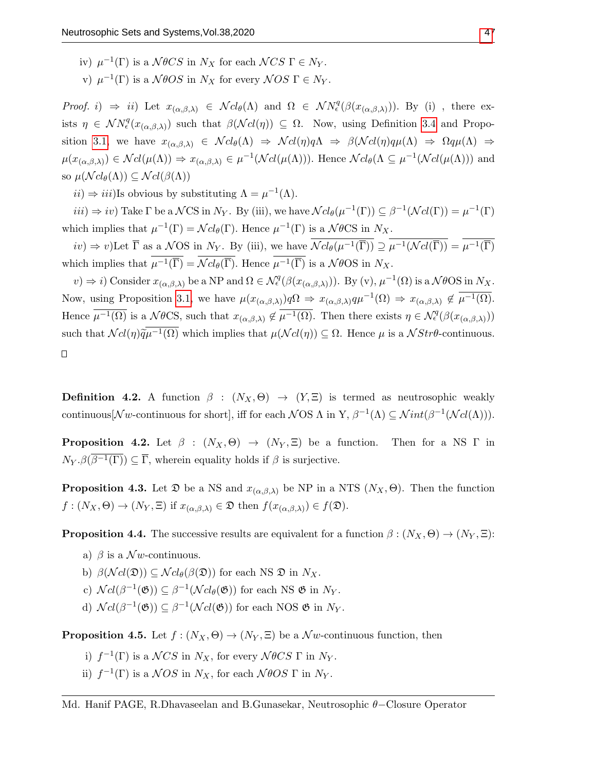iv) $\mu^{-1}(\Gamma)$ is a $\mathcal{N}\theta CS$ in $N_X$ for each $\mathcal{N}CS$ $\Gamma \in N_Y$.

v) $\mu^{-1}(\Gamma)$ is a $\mathcal{N}\theta OS$ in $N_X$ for every $\mathcal{N}OS$ $\Gamma \in N_Y$.

*Proof.* $i) \Rightarrow ii)$ Let $x_{(\alpha,\beta,\lambda)} \in \mathcal{N}cl_\theta(\Lambda)$ and $\Omega \in \mathcal{N}N^q_\epsilon(\beta(x_{(\alpha,\beta,\lambda)}))$. By (i) , there exists $\eta \in \mathcal{N}N^q_\epsilon(x_{(\alpha,\beta,\lambda)})$ such that $\beta(\mathcal{N}cl(\eta)) \subseteq \Omega$. Now, using Definition 3.4 and Proposition 3.1, we have $x_{(\alpha,\beta,\lambda)} \in \mathcal{N}cl_\theta(\Lambda) \Rightarrow \mathcal{N}cl(\eta)q\Lambda \Rightarrow \beta(\mathcal{N}cl(\eta)q\mu(\Lambda) \Rightarrow \Omega q\mu(\Lambda) \Rightarrow \mu(x_{(\alpha,\beta,\lambda)}) \in \mathcal{N}cl(\mu(\Lambda)) \Rightarrow x_{(\alpha,\beta,\lambda)} \in \mu^{-1}(\mathcal{N}cl(\mu(\Lambda)))$. Hence $\mathcal{N}cl_\theta(\Lambda \subseteq \mu^{-1}(\mathcal{N}cl(\mu(\Lambda)))$ and so $\mu(\mathcal{N}cl_\theta(\Lambda)) \subseteq \mathcal{N}cl(\beta(\Lambda))$

$ii) \Rightarrow iii)$Is obvious by substituting $\Lambda = \mu^{-1}(\Lambda)$.

$iii) \Rightarrow iv)$ Take $\Gamma$ be a $\mathcal{N}$CS in $N_Y$. By (iii), we have $\mathcal{N}cl_\theta(\mu^{-1}(\Gamma)) \subseteq \beta^{-1}(\mathcal{N}cl(\Gamma)) = \mu^{-1}(\Gamma)$ which implies that $\mu^{-1}(\Gamma) = \mathcal{N}cl_\theta(\Gamma)$. Hence $\mu^{-1}(\Gamma)$ is a $\mathcal{N}\theta$CS in $N_X$.

$iv) \Rightarrow v)$Let $\overline{\Gamma}$ as a $\mathcal{N}$OS in $N_Y$. By (iii), we have $\overline{\mathcal{N}cl_\theta(\mu^{-1}(\overline{\Gamma}))} \supseteq \overline{\mu^{-1}(\mathcal{N}cl(\overline{\Gamma}))} = \overline{\mu^{-1}(\overline{\Gamma})}$ which implies that $\overline{\mu^{-1}(\overline{\Gamma})} = \overline{\mathcal{N}cl_\theta(\overline{\Gamma})}$. Hence $\overline{\mu^{-1}(\overline{\Gamma})}$ is a $\mathcal{N}\theta$OS in $N_X$.

$v) \Rightarrow i)$ Consider $x_{(\alpha,\beta,\lambda)}$ be a NP and $\Omega \in \mathcal{N}^q_\epsilon(\beta(x_{(\alpha,\beta,\lambda)}))$. By (v), $\mu^{-1}(\Omega)$ is a $\mathcal{N}\theta$OS in $N_X$. Now, using Proposition 3.1, we have $\mu(x_{(\alpha,\beta,\lambda)})q\Omega \Rightarrow x_{(\alpha,\beta,\lambda)}q\mu^{-1}(\Omega) \Rightarrow x_{(\alpha,\beta,\lambda)} \notin \overline{\mu^{-1}(\Omega)}$. Hence $\overline{\mu^{-1}(\Omega)}$ is a $\mathcal{N}\theta$CS, such that $x_{(\alpha,\beta,\lambda)} \notin \overline{\mu^{-1}(\Omega)}$. Then there exists $\eta \in \mathcal{N}^q_\epsilon(\beta(x_{(\alpha,\beta,\lambda)}))$ such that $\mathcal{N}cl(\eta)\tilde{q}\overline{\mu^{-1}(\Omega)}$ which implies that $\mu(\mathcal{N}cl(\eta)) \subseteq \Omega$. Hence $\mu$ is a $\mathcal{N}Str\theta$-continuous. □

**Definition 4.2.** A function $\beta : (N_X, \Theta) \rightarrow (Y, \Xi)$ is termed as neutrosophic weakly continuous[$\mathcal{N}w$-continuous for short], iff for each $\mathcal{N}$OS $\Lambda$ in Y, $\beta^{-1}(\Lambda) \subseteq \mathcal{N}int(\beta^{-1}(\mathcal{N}cl(\Lambda)))$.

**Proposition 4.2.** Let $\beta : (N_X, \Theta) \rightarrow (N_Y, \Xi)$ be a function. Then for a NS $\Gamma$ in $N_Y.\beta(\overline{\beta^{-1}(\Gamma)}) \subseteq \overline{\Gamma}$, wherein equality holds if $\beta$ is surjective.

**Proposition 4.3.** Let $\mathfrak{D}$ be a NS and $x_{(\alpha,\beta,\lambda)}$ be NP in a NTS $(N_X, \Theta)$. Then the function $f : (N_X, \Theta) \rightarrow (N_Y, \Xi)$ if $x_{(\alpha,\beta,\lambda)} \in \mathfrak{D}$ then $f(x_{(\alpha,\beta,\lambda)}) \in f(\mathfrak{D})$.

**Proposition 4.4.** The successive results are equivalent for a function $\beta : (N_X, \Theta) \rightarrow (N_Y, \Xi)$:

a) $\beta$ is a $\mathcal{N}w$-continuous.

b) $\beta(\mathcal{N}cl(\mathfrak{D})) \subseteq \mathcal{N}cl_\theta(\beta(\mathfrak{D}))$ for each NS $\mathfrak{D}$ in $N_X$.

c) $\mathcal{N}cl(\beta^{-1}(\mathfrak{G})) \subseteq \beta^{-1}(\mathcal{N}cl_\theta(\mathfrak{G}))$ for each NS $\mathfrak{G}$ in $N_Y$.

d) $\mathcal{N}cl(\beta^{-1}(\mathfrak{G})) \subseteq \beta^{-1}(\mathcal{N}cl(\mathfrak{G}))$ for each NOS $\mathfrak{G}$ in $N_Y$.

**Proposition 4.5.** Let $f : (N_X, \Theta) \rightarrow (N_Y, \Xi)$ be a $\mathcal{N}w$-continuous function, then

i) $f^{-1}(\Gamma)$ is a $\mathcal{N}CS$ in $N_X$, for every $\mathcal{N}\theta CS$ $\Gamma$ in $N_Y$.

ii) $f^{-1}(\Gamma)$ is a $\mathcal{N}OS$ in $N_X$, for each $\mathcal{N}\theta OS$ $\Gamma$ in $N_Y$.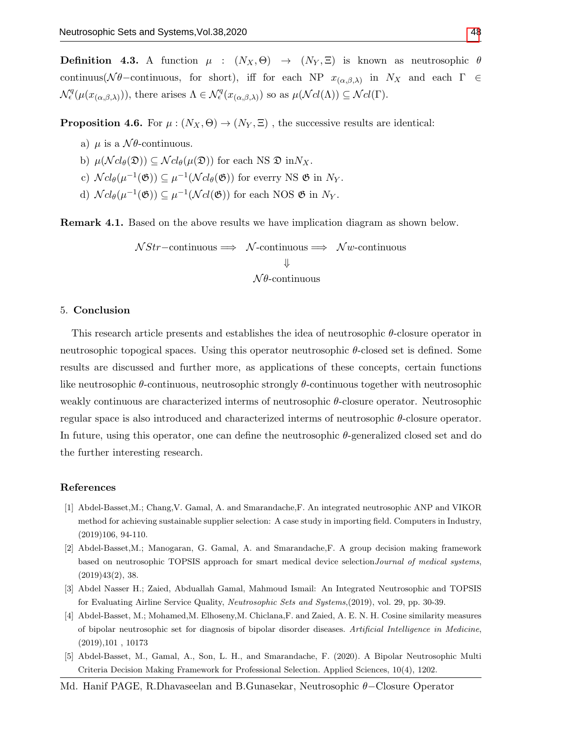**Definition 4.3.** A function $\mu : (N_X, \Theta) \rightarrow (N_Y, \Xi)$ is known as neutrosophic $\theta$ continuus($\mathcal{N}\theta-$continuous, for short), iff for each NP $x_{(\alpha,\beta,\lambda)}$ in $N_X$ and each $\Gamma \in \mathcal{N}^q_\epsilon(\mu(x_{(\alpha,\beta,\lambda)}))$, there arises $\Lambda \in \mathcal{N}^q_\epsilon(x_{(\alpha,\beta,\lambda)})$ so as $\mu(\mathcal{N}cl(\Lambda)) \subseteq \mathcal{N}cl(\Gamma)$.

**Proposition 4.6.** For $\mu : (N_X, \Theta) \rightarrow (N_Y, \Xi)$ , the successive results are identical:

a) $\mu$ is a $\mathcal{N}\theta$-continuous.

b) $\mu(\mathcal{N}cl_\theta(\mathfrak{D})) \subseteq \mathcal{N}cl_\theta(\mu(\mathfrak{D}))$ for each NS $\mathfrak{D}$ in$N_X$.

c) $\mathcal{N}cl_\theta(\mu^{-1}(\mathfrak{G})) \subseteq \mu^{-1}(\mathcal{N}cl_\theta(\mathfrak{G}))$ for everry NS $\mathfrak{G}$ in $N_Y$.

d) $\mathcal{N}cl_\theta(\mu^{-1}(\mathfrak{G})) \subseteq \mu^{-1}(\mathcal{N}cl(\mathfrak{G}))$ for each NOS $\mathfrak{G}$ in $N_Y$.

**Remark 4.1.** Based on the above results we have implication diagram as shown below.

$$
\begin{array}{ccccc}
\mathcal{N}Str\text{-continuous} & \Longrightarrow & \mathcal{N}\text{-continuous} & \Longrightarrow & \mathcal{N}w\text{-continuous} \\
 & & \Downarrow & & \\
 & & \mathcal{N}\theta\text{-continuous} & &
\end{array}
$$

## 5. Conclusion

This research article presents and establishes the idea of neutrosophic $\theta$-closure operator in neutrosophic topogical spaces. Using this operator neutrosophic $\theta$-closed set is defined. Some results are discussed and further more, as applications of these concepts, certain functions like neutrosophic $\theta$-continuous, neutrosophic strongly $\theta$-continuous together with neutrosophic weakly continuous are characterized interms of neutrosophic $\theta$-closure operator. Neutrosophic regular space is also introduced and characterized interms of neutrosophic $\theta$-closure operator. In future, using this operator, one can define the neutrosophic $\theta$-generalized closed set and do the further interesting research.

## References

[1] Abdel-Basset,M.; Chang,V. Gamal, A. and Smarandache,F. An integrated neutrosophic ANP and VIKOR method for achieving sustainable supplier selection: A case study in importing field. Computers in Industry, (2019)106, 94-110.

[2] Abdel-Basset,M.; Manogaran, G. Gamal, A. and Smarandache,F. A group decision making framework based on neutrosophic TOPSIS approach for smart medical device selection*Journal of medical systems*, (2019)43(2), 38.

[3] Abdel Nasser H.; Zaied, Abduallah Gamal, Mahmoud Ismail: An Integrated Neutrosophic and TOPSIS for Evaluating Airline Service Quality, *Neutrosophic Sets and Systems*,(2019), vol. 29, pp. 30-39.

[4] Abdel-Basset, M.; Mohamed,M. Elhoseny,M. Chiclana,F. and Zaied, A. E. N. H. Cosine similarity measures of bipolar neutrosophic set for diagnosis of bipolar disorder diseases. *Artificial Intelligence in Medicine*, (2019),101 , 10173

[5] Abdel-Basset, M., Gamal, A., Son, L. H., and Smarandache, F. (2020). A Bipolar Neutrosophic Multi Criteria Decision Making Framework for Professional Selection. Applied Sciences, 10(4), 1202.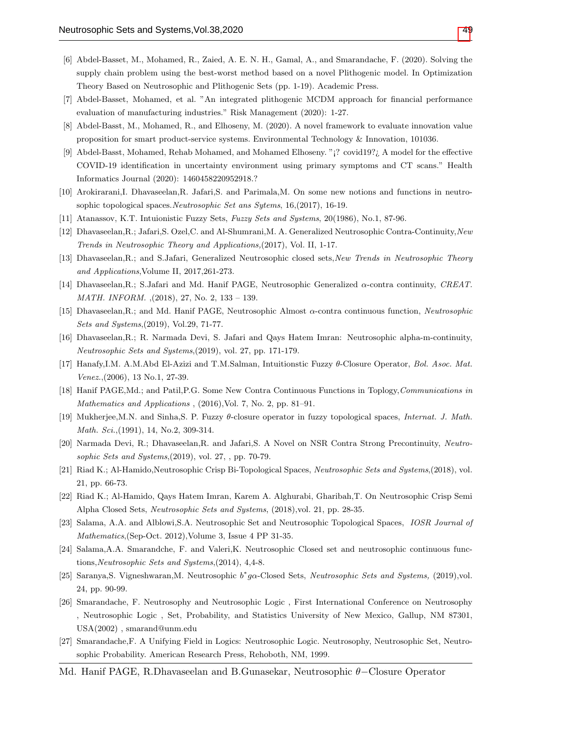[6] Abdel-Basset, M., Mohamed, R., Zaied, A. E. N. H., Gamal, A., and Smarandache, F. (2020). Solving the supply chain problem using the best-worst method based on a novel Plithogenic model. In Optimization Theory Based on Neutrosophic and Plithogenic Sets (pp. 1-19). Academic Press.

[7] Abdel-Basset, Mohamed, et al. "An integrated plithogenic MCDM approach for financial performance evaluation of manufacturing industries." Risk Management (2020): 1-27.

[8] Abdel-Basst, M., Mohamed, R., and Elhoseny, M. (2020). A novel framework to evaluate innovation value proposition for smart product-service systems. Environmental Technology & Innovation, 101036.

[9] Abdel-Basst, Mohamed, Rehab Mohamed, and Mohamed Elhoseny. "¡? covid19?¿ A model for the effective COVID-19 identification in uncertainty environment using primary symptoms and CT scans." Health Informatics Journal (2020): 1460458220952918.?

[10] Arokirarani,I. Dhavaseelan,R. Jafari,S. and Parimala,M. On some new notions and functions in neutrosophic topological spaces.*Neutrosophic Set ans Sytems*, 16,(2017), 16-19.

[11] Atanassov, K.T. Intuionistic Fuzzy Sets, *Fuzzy Sets and Systems*, 20(1986), No.1, 87-96.

[12] Dhavaseelan,R.; Jafari,S. Ozel,C. and Al-Shumrani,M. A. Generalized Neutrosophic Contra-Continuity,*New Trends in Neutrosophic Theory and Applications,*(2017), Vol. II, 1-17.

[13] Dhavaseelan,R.; and S.Jafari, Generalized Neutrosophic closed sets,*New Trends in Neutrosophic Theory and Applications*,Volume II, 2017,261-273.

[14] Dhavaseelan,R.; S.Jafari and Md. Hanif PAGE, Neutrosophic Generalized $\alpha$-contra continuity, *CREAT. MATH. INFORM.* ,(2018), 27, No. 2, 133 – 139.

[15] Dhavaseelan,R.; and Md. Hanif PAGE, Neutrosophic Almost $\alpha$-contra continuous function, *Neutrosophic Sets and Systems*,(2019), Vol.29, 71-77.

[16] Dhavaseelan,R.; R. Narmada Devi, S. Jafari and Qays Hatem Imran: Neutrosophic alpha-m-continuity, *Neutrosophic Sets and Systems*,(2019), vol. 27, pp. 171-179.

[17] Hanafy,I.M. A.M.Abd El-Azizi and T.M.Salman, Intuitionstic Fuzzy $\theta$-Closure Operator, *Bol. Asoc. Mat. Venez.*,(2006), 13 No.1, 27-39.

[18] Hanif PAGE,Md.; and Patil,P.G. Some New Contra Continuous Functions in Toplogy,*Communications in Mathematics and Applications* , (2016),Vol. 7, No. 2, pp. 81–91.

[19] Mukherjee,M.N. and Sinha,S. P. Fuzzy $\theta$-closure operator in fuzzy topological spaces, *Internat. J. Math. Math. Sci.*,(1991), 14, No.2, 309-314.

[20] Narmada Devi, R.; Dhavaseelan,R. and Jafari,S. A Novel on NSR Contra Strong Precontinuity, *Neutrosophic Sets and Systems*,(2019), vol. 27, , pp. 70-79.

[21] Riad K.; Al-Hamido,Neutrosophic Crisp Bi-Topological Spaces, *Neutrosophic Sets and Systems*,(2018), vol. 21, pp. 66-73.

[22] Riad K.; Al-Hamido, Qays Hatem Imran, Karem A. Alghurabi, Gharibah,T. On Neutrosophic Crisp Semi Alpha Closed Sets, *Neutrosophic Sets and Systems*, (2018),vol. 21, pp. 28-35.

[23] Salama, A.A. and Alblowi,S.A. Neutrosophic Set and Neutrosophic Topological Spaces, *IOSR Journal of Mathematics*,(Sep-Oct. 2012),Volume 3, Issue 4 PP 31-35.

[24] Salama,A.A. Smarandche, F. and Valeri,K. Neutrosophic Closed set and neutrosophic continuous functions,*Neutrosophic Sets and Systems*,(2014), 4,4-8.

[25] Saranya,S. Vigneshwaran,M. Neutrosophic $b^{*}g\alpha$-Closed Sets, *Neutrosophic Sets and Systems,* (2019),vol. 24, pp. 90-99.

[26] Smarandache, F. Neutrosophy and Neutrosophic Logic , First International Conference on Neutrosophy , Neutrosophic Logic , Set, Probability, and Statistics University of New Mexico, Gallup, NM 87301, USA(2002) , smarand@unm.edu

[27] Smarandache,F. A Unifying Field in Logics: Neutrosophic Logic. Neutrosophy, Neutrosophic Set, Neutrosophic Probability. American Research Press, Rehoboth, NM, 1999.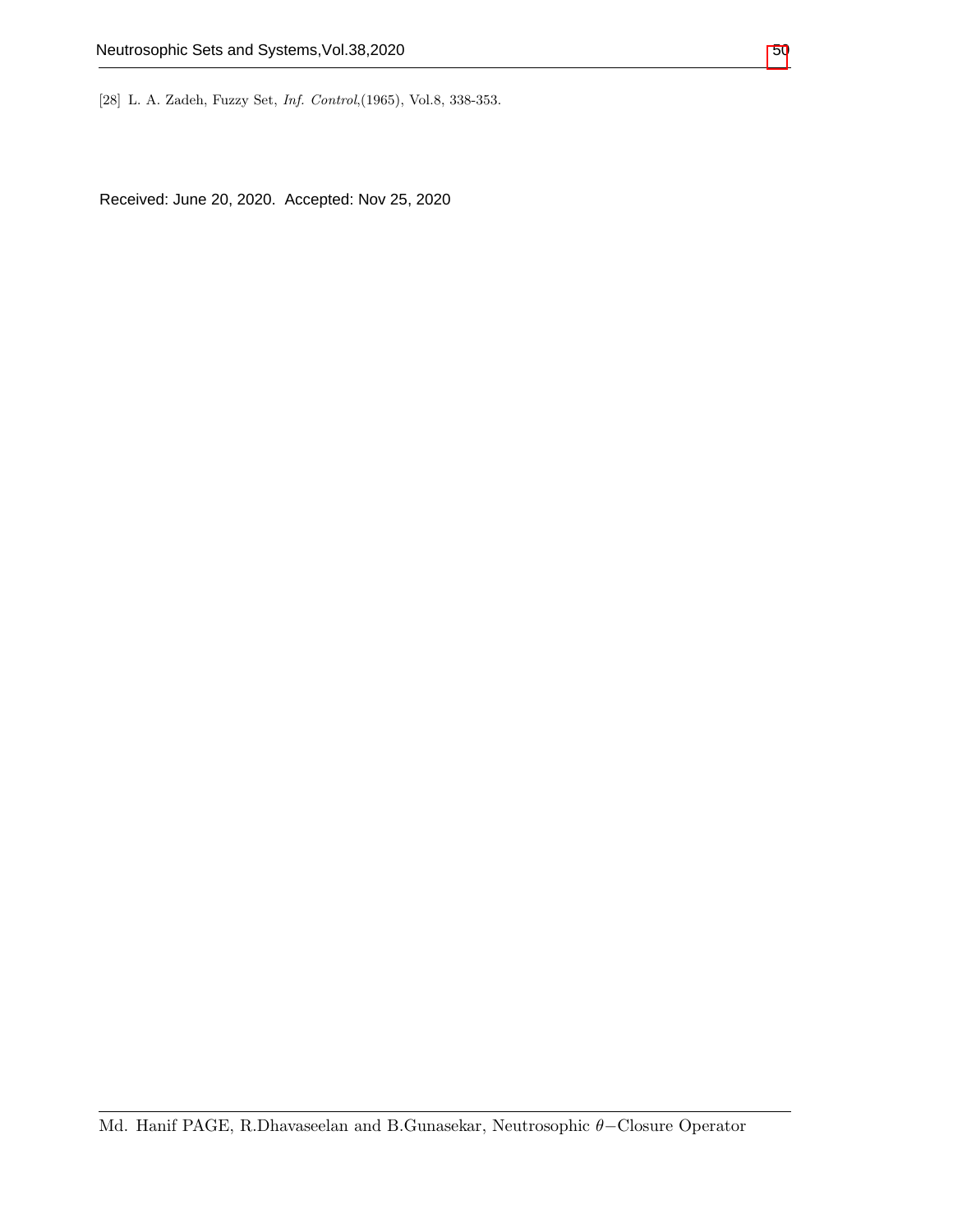[28] L. A. Zadeh, Fuzzy Set, *Inf. Control*,(1965), Vol.8, 338-353.

Received: June 20, 2020. Accepted: Nov 25, 2020